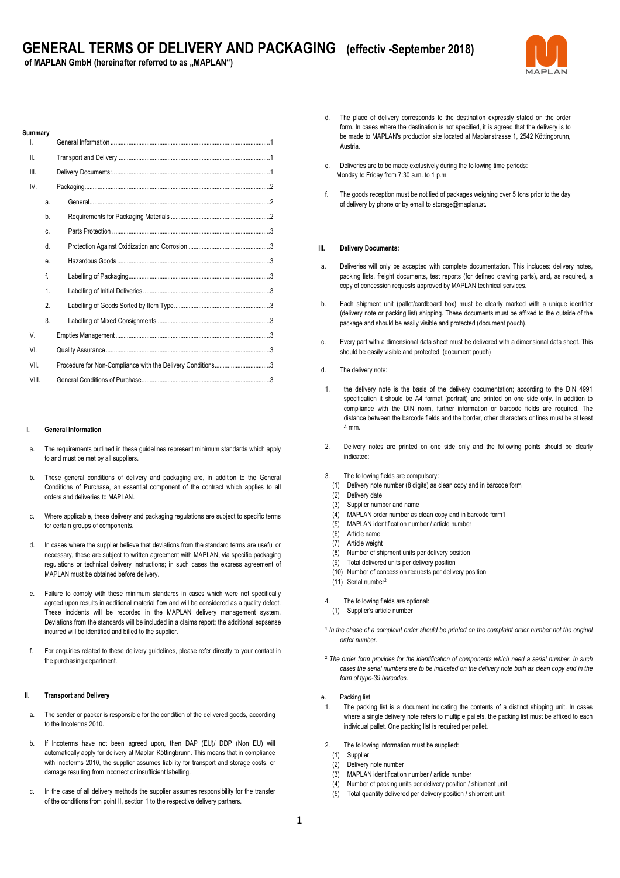# GENERAL TERMS OF DELIVERY AND PACKAGING (effectiv -September 2018)

**of MAPLAN GmbH (hereinafter referred to as „MAPLAN")**

**Summary**

| | | |
|---|---|---|
| I. | General Information | 1 |
| II. | Transport and Delivery | 1 |
| III. | Delivery Documents: | 1 |
| IV. | Packaging | 2 |
| a. | General | 2 |
| b. | Requirements for Packaging Materials | 2 |
| c. | Parts Protection | 3 |
| d. | Protection Against Oxidization and Corrosion | 3 |
| e. | Hazardous Goods | 3 |
| f. | Labelling of Packaging | 3 |
| 1. | Labelling of Initial Deliveries | 3 |
| 2. | Labelling of Goods Sorted by Item Type | 3 |
| 3. | Labelling of Mixed Consignments | 3 |
| V. | Empties Management | 3 |
| VI. | Quality Assurance | 3 |
| VII. | Procedure for Non-Compliance with the Delivery Conditions | 3 |
| VIII. | General Conditions of Purchase | 3 |

## I. General Information

a. The requirements outlined in these guidelines represent minimum standards which apply to and must be met by all suppliers.

b. These general conditions of delivery and packaging are, in addition to the General Conditions of Purchase, an essential component of the contract which applies to all orders and deliveries to MAPLAN.

c. Where applicable, these delivery and packaging regulations are subject to specific terms for certain groups of components.

d. In cases where the supplier believe that deviations from the standard terms are useful or necessary, these are subject to written agreement with MAPLAN, via specific packaging regulations or technical delivery instructions; in such cases the express agreement of MAPLAN must be obtained before delivery.

e. Failure to comply with these minimum standards in cases which were not specifically agreed upon results in additional material flow and will be considered as a quality defect. These incidents will be recorded in the MAPLAN delivery management system. Deviations from the standards will be included in a claims report; the additional expsense incurred will be identified and billed to the supplier.

f. For enquiries related to these delivery guidelines, please refer directly to your contact in the purchasing department.

## II. Transport and Delivery

a. The sender or packer is responsible for the condition of the delivered goods, according to the Incoterms 2010.

b. If Incoterms have not been agreed upon, then DAP (EU)/ DDP (Non EU) will automatically apply for delivery at Maplan Köttingbrunn. This means that in compliance with Incoterms 2010, the supplier assumes liability for transport and storage costs, or damage resulting from incorrect or insufficient labelling.

c. In the case of all delivery methods the supplier assumes responsibility for the transfer of the conditions from point II, section 1 to the respective delivery partners.

d. The place of delivery corresponds to the destination expressly stated on the order form. In cases where the destination is not specified, it is agreed that the delivery is to be made to MAPLAN's production site located at Maplanstrasse 1, 2542 Köttingbrunn, Austria.

e. Deliveries are to be made exclusively during the following time periods: Monday to Friday from 7:30 a.m. to 1 p.m.

f. The goods reception must be notified of packages weighing over 5 tons prior to the day of delivery by phone or by email to storage@maplan.at.

## III. Delivery Documents:

a. Deliveries will only be accepted with complete documentation. This includes: delivery notes, packing lists, freight documents, test reports (for defined drawing parts), and, as required, a copy of concession requests approved by MAPLAN technical services.

b. Each shipment unit (pallet/cardboard box) must be clearly marked with a unique identifier (delivery note or packing list) shipping. These documents must be affixed to the outside of the package and should be easily visible and protected (document pouch).

c. Every part with a dimensional data sheet must be delivered with a dimensional data sheet. This should be easily visible and protected. (document pouch)

d. The delivery note:

1. the delivery note is the basis of the delivery documentation; according to the DIN 4991 specification it should be A4 format (portrait) and printed on one side only. In addition to compliance with the DIN norm, further information or barcode fields are required. The distance between the barcode fields and the border, other characters or lines must be at least 4 mm.

2. Delivery notes are printed on one side only and the following points should be clearly indicated:

3. The following fields are compulsory:
   (1) Delivery note number (8 digits) as clean copy and in barcode form
   (2) Delivery date
   (3) Supplier number and name
   (4) MAPLAN order number as clean copy and in barcode form[1]
   (5) MAPLAN identification number / article number
   (6) Article name
   (7) Article weight
   (8) Number of shipment units per delivery position
   (9) Total delivered units per delivery position
   (10) Number of concession requests per delivery position
   (11) Serial number[2]

4. The following fields are optional:
   (1) Supplier's article number

[1] *In the chase of a complaint order should be printed on the complaint order number not the original order number.*

[2] *The order form provides for the identification of components which need a serial number. In such cases the serial numbers are to be indicated on the delivery note both as clean copy and in the form of type-39 barcodes.*

e. Packing list

1. The packing list is a document indicating the contents of a distinct shipping unit. In cases where a single delivery note refers to multiple pallets, the packing list must be affixed to each individual pallet. One packing list is required per pallet.

2. The following information must be supplied:
   (1) Supplier
   (2) Delivery note number
   (3) MAPLAN identification number / article number
   (4) Number of packing units per delivery position / shipment unit
   (5) Total quantity delivered per delivery position / shipment unit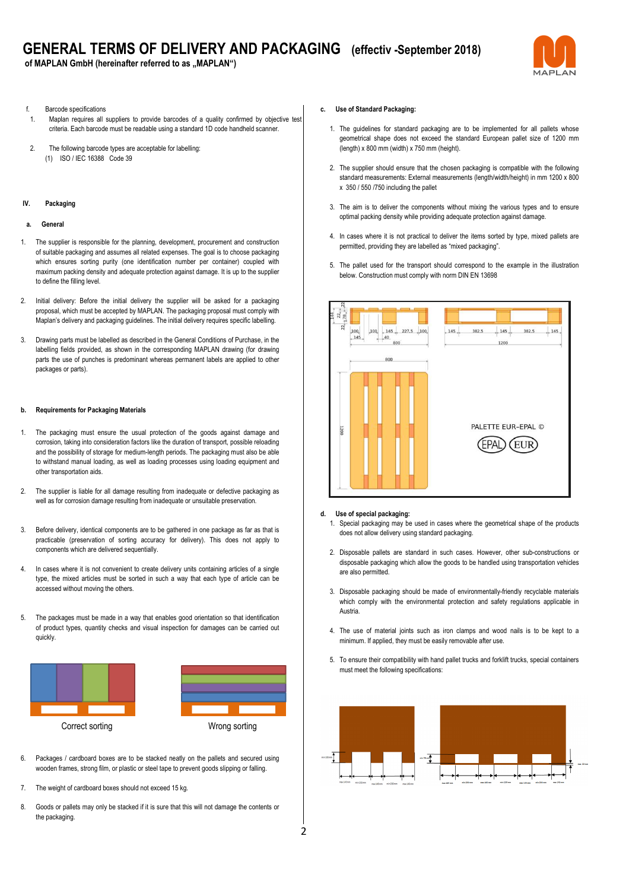f. Barcode specifications

1. Maplan requires all suppliers to provide barcodes of a quality confirmed by objective test criteria. Each barcode must be readable using a standard 1D code handheld scanner.

2. The following barcode types are acceptable for labelling:
   (1) ISO / IEC 16388 Code 39

## IV. Packaging

### a. General

1. The supplier is responsible for the planning, development, procurement and construction of suitable packaging and assumes all related expenses. The goal is to choose packaging which ensures sorting purity (one identification number per container) coupled with maximum packing density and adequate protection against damage. It is up to the supplier to define the filling level.

2. Initial delivery: Before the initial delivery the supplier will be asked for a packaging proposal, which must be accepted by MAPLAN. The packaging proposal must comply with Maplan's delivery and packaging guidelines. The initial delivery requires specific labelling.

3. Drawing parts must be labelled as described in the General Conditions of Purchase, in the labelling fields provided, as shown in the corresponding MAPLAN drawing (for drawing parts the use of punches is predominant whereas permanent labels are applied to other packages or parts).

### b. Requirements for Packaging Materials

1. The packaging must ensure the usual protection of the goods against damage and corrosion, taking into consideration factors like the duration of transport, possible reloading and the possibility of storage for medium-length periods. The packaging must also be able to withstand manual loading, as well as loading processes using loading equipment and other transportation aids.

2. The supplier is liable for all damage resulting from inadequate or defective packaging as well as for corrosion damage resulting from inadequate or unsuitable preservation.

3. Before delivery, identical components are to be gathered in one package as far as that is practicable (preservation of sorting accuracy for delivery). This does not apply to components which are delivered sequentially.

4. In cases where it is not convenient to create delivery units containing articles of a single type, the mixed articles must be sorted in such a way that each type of article can be accessed without moving the others.

5. The packages must be made in a way that enables good orientation so that identification of product types, quantity checks and visual inspection for damages can be carried out quickly.

Correct sorting

Wrong sorting

6. Packages / cardboard boxes are to be stacked neatly on the pallets and secured using wooden frames, strong film, or plastic or steel tape to prevent goods slipping or falling.

7. The weight of cardboard boxes should not exceed 15 kg.

8. Goods or pallets may only be stacked if it is sure that this will not damage the contents or the packaging.

### c. Use of Standard Packaging:

1. The guidelines for standard packaging are to be implemented for all pallets whose geometrical shape does not exceed the standard European pallet size of 1200 mm (length) x 800 mm (width) x 750 mm (height).

2. The supplier should ensure that the chosen packaging is compatible with the following standard measurements: External measurements (length/width/height) in mm 1200 x 800 x 350 / 550 /750 including the pallet

3. The aim is to deliver the components without mixing the various types and to ensure optimal packing density while providing adequate protection against damage.

4. In cases where it is not practical to deliver the items sorted by type, mixed pallets are permitted, providing they are labelled as "mixed packaging".

5. The pallet used for the transport should correspond to the example in the illustration below. Construction must comply with norm DIN EN 13698

PALETTE EUR-EPAL ©

EPAL EUR

### d. Use of special packaging:

1. Special packaging may be used in cases where the geometrical shape of the products does not allow delivery using standard packaging.

2. Disposable pallets are standard in such cases. However, other sub-constructions or disposable packaging which allow the goods to be handled using transportation vehicles are also permitted.

3. Disposable packaging should be made of environmentally-friendly recyclable materials which comply with the environmental protection and safety regulations applicable in Austria.

4. The use of material joints such as iron clamps and wood nails is to be kept to a minimum. If applied, they must be easily removable after use.

5. To ensure their compatibility with hand pallet trucks and forklift trucks, special containers must meet the following specifications: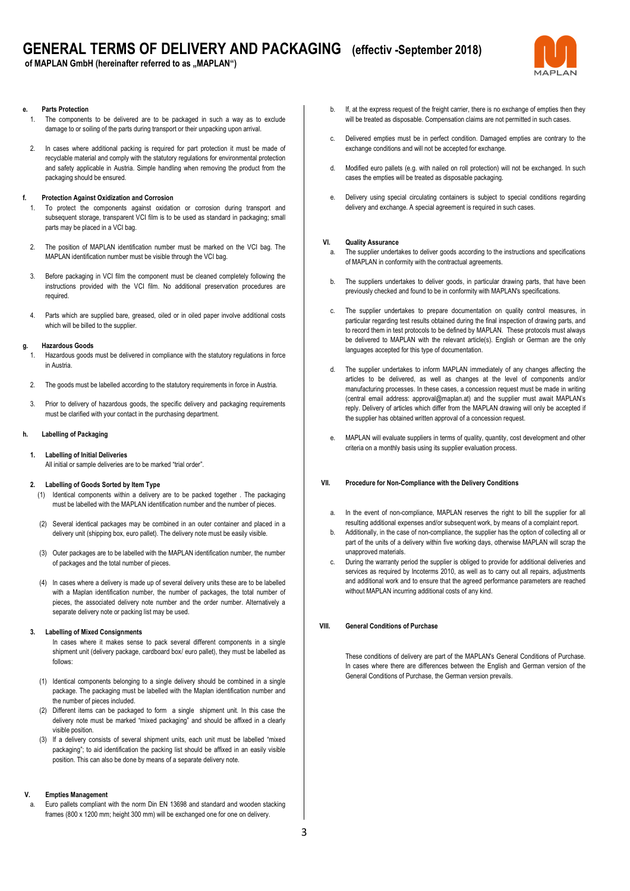# GENERAL TERMS OF DELIVERY AND PACKAGING (effectiv -September 2018)

**of MAPLAN GmbH (hereinafter referred to as „MAPLAN")**

**e. Parts Protection**

1. The components to be delivered are to be packaged in such a way as to exclude damage to or soiling of the parts during transport or their unpacking upon arrival.
2. In cases where additional packing is required for part protection it must be made of recyclable material and comply with the statutory regulations for environmental protection and safety applicable in Austria. Simple handling when removing the product from the packaging should be ensured.

**f. Protection Against Oxidization and Corrosion**

1. To protect the components against oxidation or corrosion during transport and subsequent storage, transparent VCI film is to be used as standard in packaging; small parts may be placed in a VCI bag.
2. The position of MAPLAN identification number must be marked on the VCI bag. The MAPLAN identification number must be visible through the VCI bag.
3. Before packaging in VCI film the component must be cleaned completely following the instructions provided with the VCI film. No additional preservation procedures are required.
4. Parts which are supplied bare, greased, oiled or in oiled paper involve additional costs which will be billed to the supplier.

**g. Hazardous Goods**

1. Hazardous goods must be delivered in compliance with the statutory regulations in force in Austria.
2. The goods must be labelled according to the statutory requirements in force in Austria.
3. Prior to delivery of hazardous goods, the specific delivery and packaging requirements must be clarified with your contact in the purchasing department.

**h. Labelling of Packaging**

**1. Labelling of Initial Deliveries**

All initial or sample deliveries are to be marked "trial order".

**2. Labelling of Goods Sorted by Item Type**

(1) Identical components within a delivery are to be packed together . The packaging must be labelled with the MAPLAN identification number and the number of pieces.

(2) Several identical packages may be combined in an outer container and placed in a delivery unit (shipping box, euro pallet). The delivery note must be easily visible.

(3) Outer packages are to be labelled with the MAPLAN identification number, the number of packages and the total number of pieces.

(4) In cases where a delivery is made up of several delivery units these are to be labelled with a Maplan identification number, the number of packages, the total number of pieces, the associated delivery note number and the order number. Alternatively a separate delivery note or packing list may be used.

**3. Labelling of Mixed Consignments**

In cases where it makes sense to pack several different components in a single shipment unit (delivery package, cardboard box/ euro pallet), they must be labelled as follows:

(1) Identical components belonging to a single delivery should be combined in a single package. The packaging must be labelled with the Maplan identification number and the number of pieces included.

(2) Different items can be packaged to form a single shipment unit. In this case the delivery note must be marked "mixed packaging" and should be affixed in a clearly visible position.

(3) If a delivery consists of several shipment units, each unit must be labelled "mixed packaging"; to aid identification the packing list should be affixed in an easily visible position. This can also be done by means of a separate delivery note.

**V. Empties Management**

a. Euro pallets compliant with the norm Din EN 13698 and standard and wooden stacking frames (800 x 1200 mm; height 300 mm) will be exchanged one for one on delivery.

b. If, at the express request of the freight carrier, there is no exchange of empties then they will be treated as disposable. Compensation claims are not permitted in such cases.

c. Delivered empties must be in perfect condition. Damaged empties are contrary to the exchange conditions and will not be accepted for exchange.

d. Modified euro pallets (e.g. with nailed on roll protection) will not be exchanged. In such cases the empties will be treated as disposable packaging.

e. Delivery using special circulating containers is subject to special conditions regarding delivery and exchange. A special agreement is required in such cases.

**VI. Quality Assurance**

a. The supplier undertakes to deliver goods according to the instructions and specifications of MAPLAN in conformity with the contractual agreements.

b. The suppliers undertakes to deliver goods, in particular drawing parts, that have been previously checked and found to be in conformity with MAPLAN's specifications.

c. The supplier undertakes to prepare documentation on quality control measures, in particular regarding test results obtained during the final inspection of drawing parts, and to record them in test protocols to be defined by MAPLAN. These protocols must always be delivered to MAPLAN with the relevant article(s). English or German are the only languages accepted for this type of documentation.

d. The supplier undertakes to inform MAPLAN immediately of any changes affecting the articles to be delivered, as well as changes at the level of components and/or manufacturing processes. In these cases, a concession request must be made in writing (central email address: approval@maplan.at) and the supplier must await MAPLAN's reply. Delivery of articles which differ from the MAPLAN drawing will only be accepted if the supplier has obtained written approval of a concession request.

e. MAPLAN will evaluate suppliers in terms of quality, quantity, cost development and other criteria on a monthly basis using its supplier evaluation process.

**VII. Procedure for Non-Compliance with the Delivery Conditions**

a. In the event of non-compliance, MAPLAN reserves the right to bill the supplier for all resulting additional expenses and/or subsequent work, by means of a complaint report.

b. Additionally, in the case of non-compliance, the supplier has the option of collecting all or part of the units of a delivery within five working days, otherwise MAPLAN will scrap the unapproved materials.

c. During the warranty period the supplier is obliged to provide for additional deliveries and services as required by Incoterms 2010, as well as to carry out all repairs, adjustments and additional work and to ensure that the agreed performance parameters are reached without MAPLAN incurring additional costs of any kind.

**VIII. General Conditions of Purchase**

These conditions of delivery are part of the MAPLAN's General Conditions of Purchase. In cases where there are differences between the English and German version of the General Conditions of Purchase, the German version prevails.